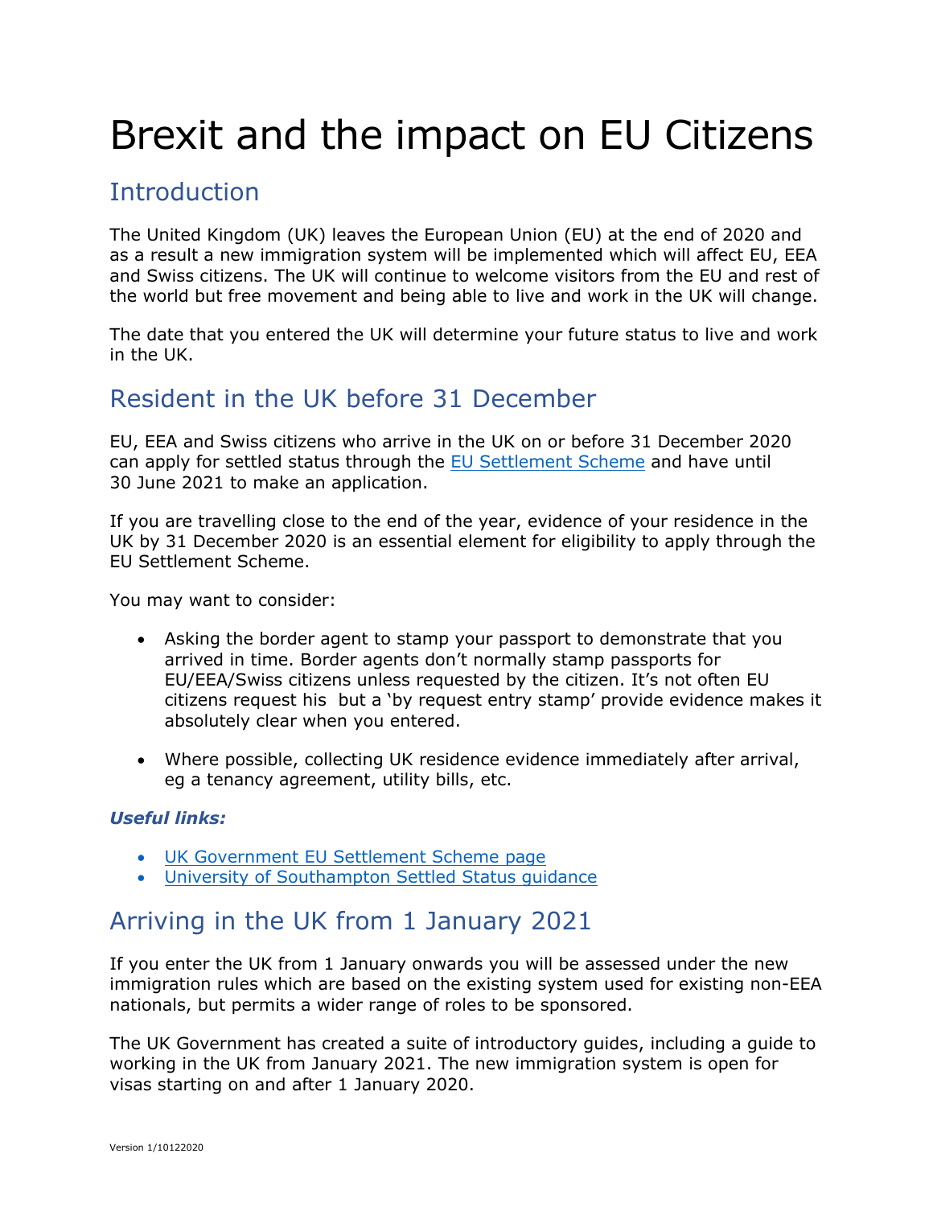# Brexit and the impact on EU Citizens

## Introduction

The United Kingdom (UK) leaves the European Union (EU) at the end of 2020 and as a result a new immigration system will be implemented which will affect EU, EEA and Swiss citizens. The UK will continue to welcome visitors from the EU and rest of the world but free movement and being able to live and work in the UK will change.

The date that you entered the UK will determine your future status to live and work in the UK.

## Resident in the UK before 31 December

EU, EEA and Swiss citizens who arrive in the UK on or before 31 December 2020 can apply for settled status through the [EU Settlement Scheme] and have until 30 June 2021 to make an application.

If you are travelling close to the end of the year, evidence of your residence in the UK by 31 December 2020 is an essential element for eligibility to apply through the EU Settlement Scheme.

You may want to consider:

- Asking the border agent to stamp your passport to demonstrate that you arrived in time. Border agents don't normally stamp passports for EU/EEA/Swiss citizens unless requested by the citizen. It's not often EU citizens request his  but a 'by request entry stamp' provide evidence makes it absolutely clear when you entered.

- Where possible, collecting UK residence evidence immediately after arrival, eg a tenancy agreement, utility bills, etc.

***Useful links:***

- [UK Government EU Settlement Scheme page]
- [University of Southampton Settled Status guidance]

## Arriving in the UK from 1 January 2021

If you enter the UK from 1 January onwards you will be assessed under the new immigration rules which are based on the existing system used for existing non-EEA nationals, but permits a wider range of roles to be sponsored.

The UK Government has created a suite of introductory guides, including a guide to working in the UK from January 2021. The new immigration system is open for visas starting on and after 1 January 2020.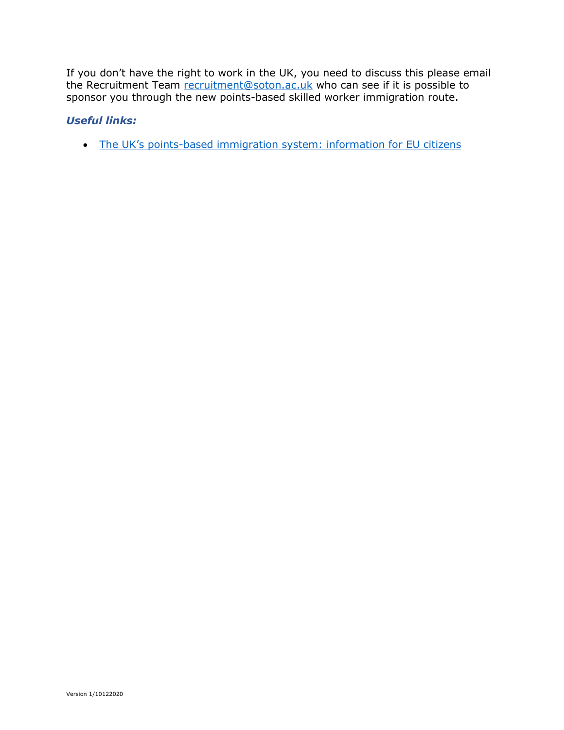If you don't have the right to work in the UK, you need to discuss this please email the Recruitment Team recruitment@soton.ac.uk who can see if it is possible to sponsor you through the new points-based skilled worker immigration route.

***Useful links:***

- The UK's points-based immigration system: information for EU citizens

Version 1/10122020